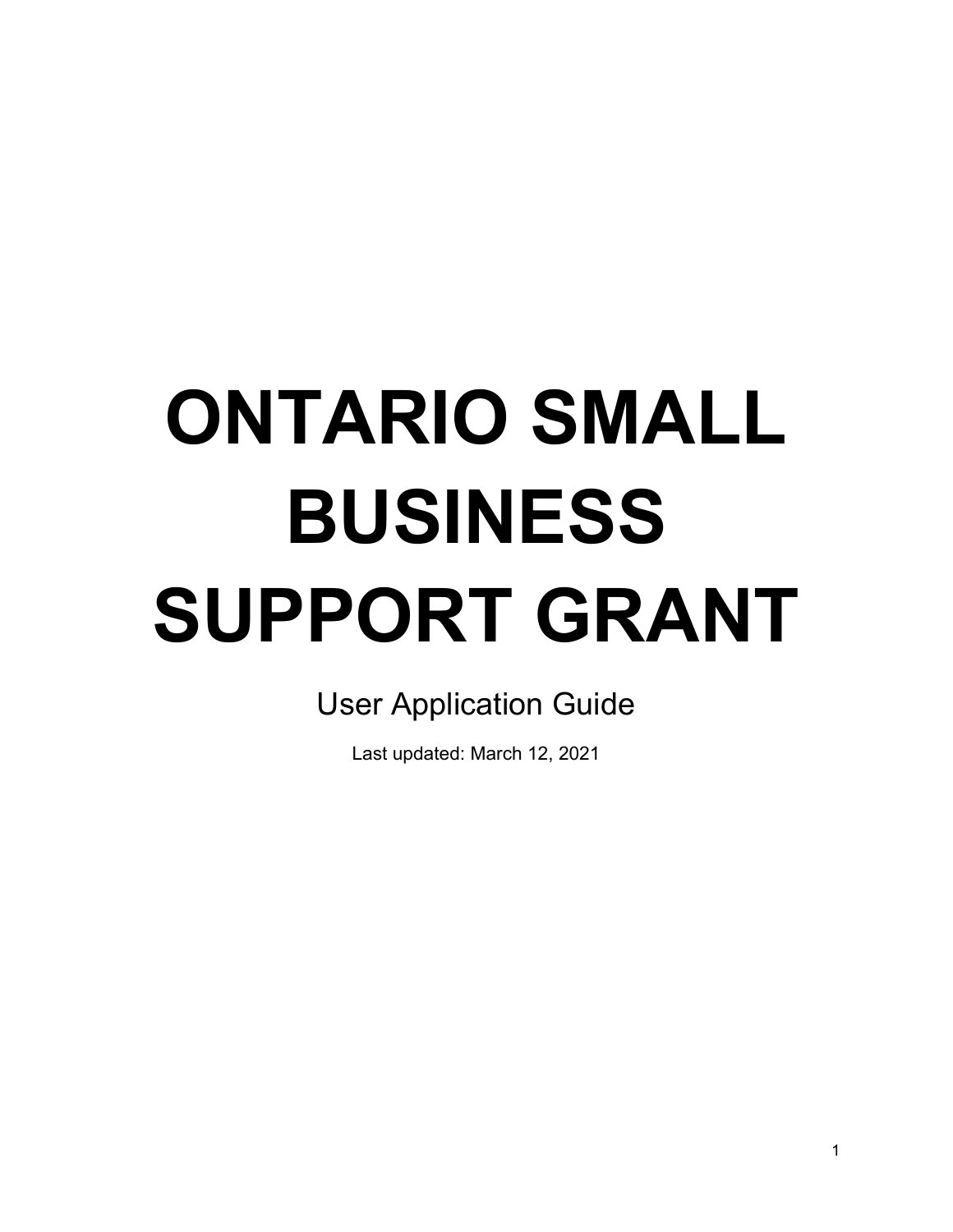# ONTARIO SMALL BUSINESS SUPPORT GRANT

User Application Guide

Last updated: March 12, 2021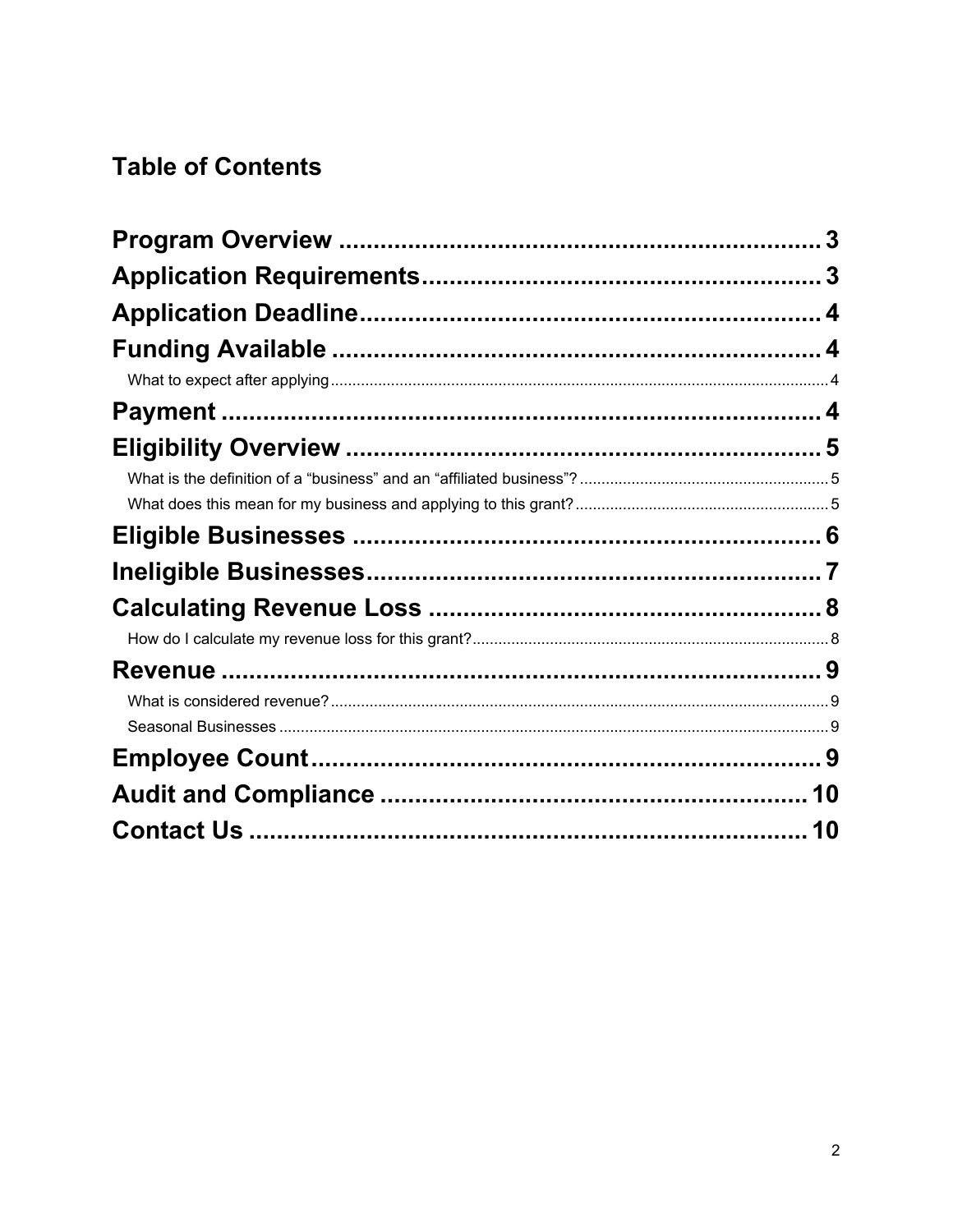# Table of Contents

Program Overview ...................................................................... 3

Application Requirements.......................................................... 3

Application Deadline.................................................................. 4

Funding Available ...................................................................... 4

- What to expect after applying ..................................................... 4

Payment ........................................................................................ 4

Eligibility Overview ..................................................................... 5

- What is the definition of a “business” and an “affiliated business”? ..................... 5
- What does this mean for my business and applying to this grant? ........................ 5

Eligible Businesses .................................................................... 6

Ineligible Businesses.................................................................. 7

Calculating Revenue Loss ......................................................... 8

- How do I calculate my revenue loss for this grant? ........................................ 8

Revenue ........................................................................................ 9

- What is considered revenue? ....................................................... 9
- Seasonal Businesses ................................................................ 9

Employee Count........................................................................... 9

Audit and Compliance ............................................................... 10

Contact Us .................................................................................. 10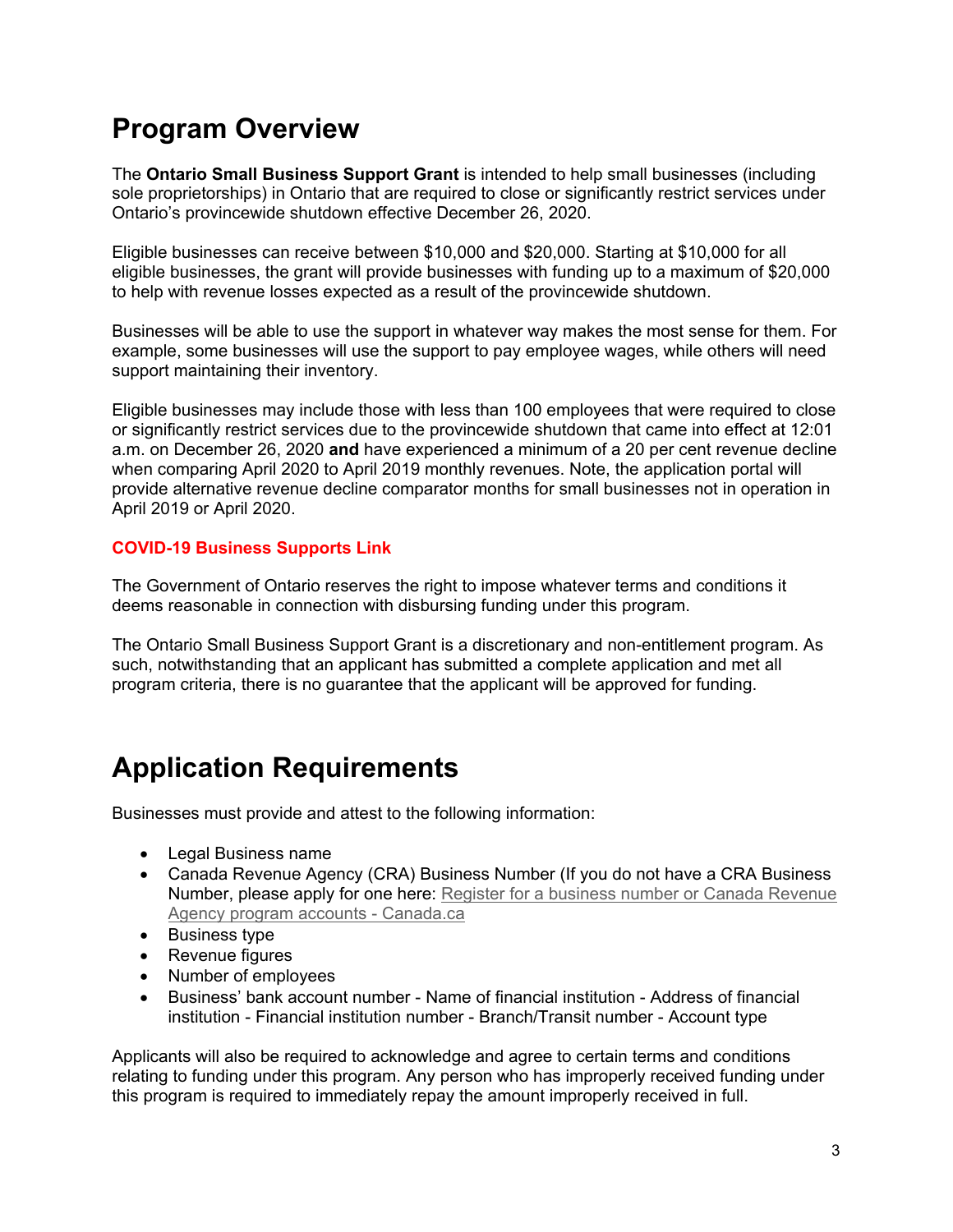# Program Overview

The **Ontario Small Business Support Grant** is intended to help small businesses (including sole proprietorships) in Ontario that are required to close or significantly restrict services under Ontario's provincewide shutdown effective December 26, 2020.

Eligible businesses can receive between $10,000 and $20,000. Starting at $10,000 for all eligible businesses, the grant will provide businesses with funding up to a maximum of $20,000 to help with revenue losses expected as a result of the provincewide shutdown.

Businesses will be able to use the support in whatever way makes the most sense for them. For example, some businesses will use the support to pay employee wages, while others will need support maintaining their inventory.

Eligible businesses may include those with less than 100 employees that were required to close or significantly restrict services due to the provincewide shutdown that came into effect at 12:01 a.m. on December 26, 2020 **and** have experienced a minimum of a 20 per cent revenue decline when comparing April 2020 to April 2019 monthly revenues. Note, the application portal will provide alternative revenue decline comparator months for small businesses not in operation in April 2019 or April 2020.

**COVID-19 Business Supports Link**

The Government of Ontario reserves the right to impose whatever terms and conditions it deems reasonable in connection with disbursing funding under this program.

The Ontario Small Business Support Grant is a discretionary and non-entitlement program. As such, notwithstanding that an applicant has submitted a complete application and met all program criteria, there is no guarantee that the applicant will be approved for funding.

# Application Requirements

Businesses must provide and attest to the following information:

- Legal Business name
- Canada Revenue Agency (CRA) Business Number (If you do not have a CRA Business Number, please apply for one here: Register for a business number or Canada Revenue Agency program accounts - Canada.ca
- Business type
- Revenue figures
- Number of employees
- Business' bank account number - Name of financial institution - Address of financial institution - Financial institution number - Branch/Transit number - Account type

Applicants will also be required to acknowledge and agree to certain terms and conditions relating to funding under this program. Any person who has improperly received funding under this program is required to immediately repay the amount improperly received in full.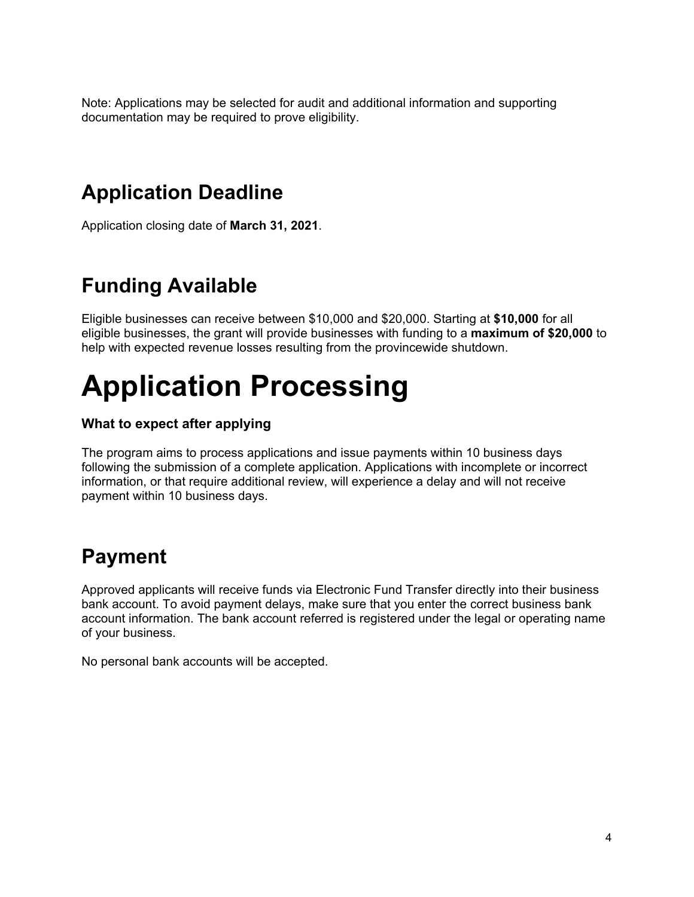Note: Applications may be selected for audit and additional information and supporting documentation may be required to prove eligibility.

## Application Deadline

Application closing date of **March 31, 2021**.

## Funding Available

Eligible businesses can receive between $10,000 and $20,000. Starting at **$10,000** for all eligible businesses, the grant will provide businesses with funding to a **maximum of $20,000** to help with expected revenue losses resulting from the provincewide shutdown.

# Application Processing

### What to expect after applying

The program aims to process applications and issue payments within 10 business days following the submission of a complete application. Applications with incomplete or incorrect information, or that require additional review, will experience a delay and will not receive payment within 10 business days.

## Payment

Approved applicants will receive funds via Electronic Fund Transfer directly into their business bank account. To avoid payment delays, make sure that you enter the correct business bank account information. The bank account referred is registered under the legal or operating name of your business.

No personal bank accounts will be accepted.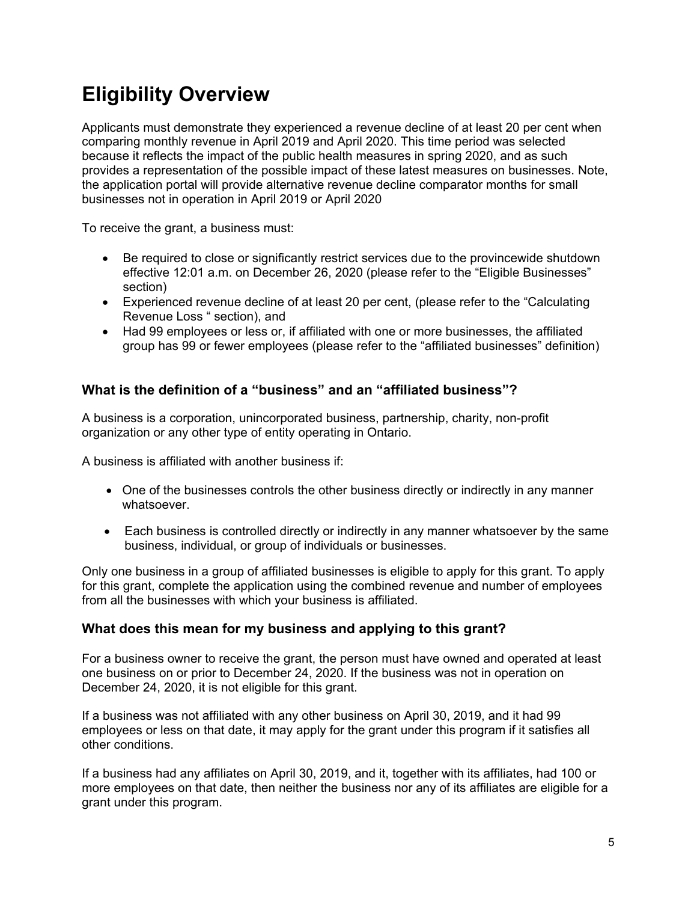# Eligibility Overview

Applicants must demonstrate they experienced a revenue decline of at least 20 per cent when comparing monthly revenue in April 2019 and April 2020. This time period was selected because it reflects the impact of the public health measures in spring 2020, and as such provides a representation of the possible impact of these latest measures on businesses. Note, the application portal will provide alternative revenue decline comparator months for small businesses not in operation in April 2019 or April 2020

To receive the grant, a business must:

- Be required to close or significantly restrict services due to the provincewide shutdown effective 12:01 a.m. on December 26, 2020 (please refer to the "Eligible Businesses" section)
- Experienced revenue decline of at least 20 per cent, (please refer to the "Calculating Revenue Loss " section), and
- Had 99 employees or less or, if affiliated with one or more businesses, the affiliated group has 99 or fewer employees (please refer to the "affiliated businesses" definition)

### What is the definition of a "business" and an "affiliated business"?

A business is a corporation, unincorporated business, partnership, charity, non-profit organization or any other type of entity operating in Ontario.

A business is affiliated with another business if:

- One of the businesses controls the other business directly or indirectly in any manner whatsoever.
- Each business is controlled directly or indirectly in any manner whatsoever by the same business, individual, or group of individuals or businesses.

Only one business in a group of affiliated businesses is eligible to apply for this grant. To apply for this grant, complete the application using the combined revenue and number of employees from all the businesses with which your business is affiliated.

### What does this mean for my business and applying to this grant?

For a business owner to receive the grant, the person must have owned and operated at least one business on or prior to December 24, 2020. If the business was not in operation on December 24, 2020, it is not eligible for this grant.

If a business was not affiliated with any other business on April 30, 2019, and it had 99 employees or less on that date, it may apply for the grant under this program if it satisfies all other conditions.

If a business had any affiliates on April 30, 2019, and it, together with its affiliates, had 100 or more employees on that date, then neither the business nor any of its affiliates are eligible for a grant under this program.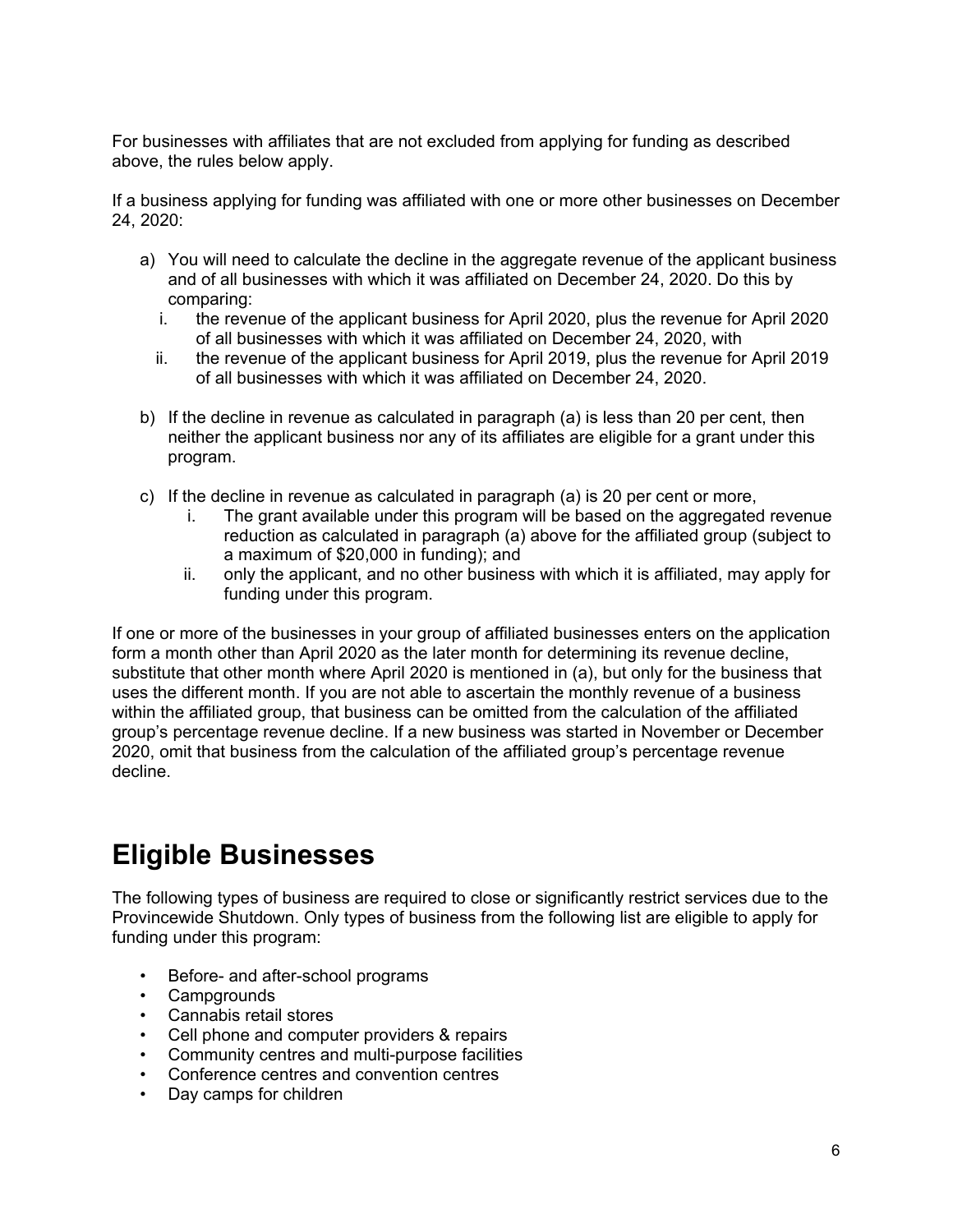For businesses with affiliates that are not excluded from applying for funding as described above, the rules below apply.

If a business applying for funding was affiliated with one or more other businesses on December 24, 2020:

a) You will need to calculate the decline in the aggregate revenue of the applicant business and of all businesses with which it was affiliated on December 24, 2020. Do this by comparing:
   i. the revenue of the applicant business for April 2020, plus the revenue for April 2020 of all businesses with which it was affiliated on December 24, 2020, with
   ii. the revenue of the applicant business for April 2019, plus the revenue for April 2019 of all businesses with which it was affiliated on December 24, 2020.

b) If the decline in revenue as calculated in paragraph (a) is less than 20 per cent, then neither the applicant business nor any of its affiliates are eligible for a grant under this program.

c) If the decline in revenue as calculated in paragraph (a) is 20 per cent or more,
   i. The grant available under this program will be based on the aggregated revenue reduction as calculated in paragraph (a) above for the affiliated group (subject to a maximum of $20,000 in funding); and
   ii. only the applicant, and no other business with which it is affiliated, may apply for funding under this program.

If one or more of the businesses in your group of affiliated businesses enters on the application form a month other than April 2020 as the later month for determining its revenue decline, substitute that other month where April 2020 is mentioned in (a), but only for the business that uses the different month. If you are not able to ascertain the monthly revenue of a business within the affiliated group, that business can be omitted from the calculation of the affiliated group's percentage revenue decline. If a new business was started in November or December 2020, omit that business from the calculation of the affiliated group's percentage revenue decline.

# Eligible Businesses

The following types of business are required to close or significantly restrict services due to the Provincewide Shutdown. Only types of business from the following list are eligible to apply for funding under this program:

- Before- and after-school programs
- Campgrounds
- Cannabis retail stores
- Cell phone and computer providers & repairs
- Community centres and multi-purpose facilities
- Conference centres and convention centres
- Day camps for children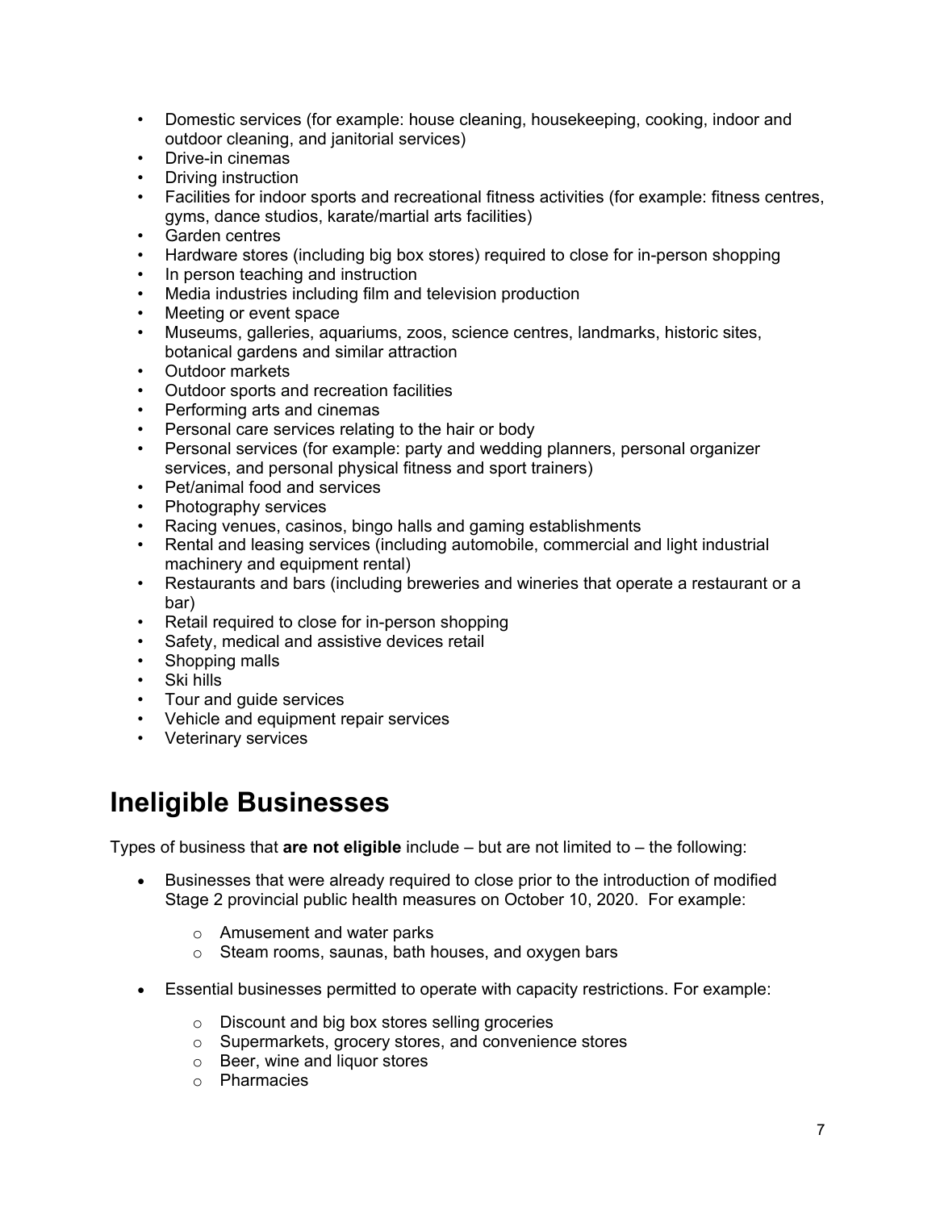- Domestic services (for example: house cleaning, housekeeping, cooking, indoor and outdoor cleaning, and janitorial services)
- Drive-in cinemas
- Driving instruction
- Facilities for indoor sports and recreational fitness activities (for example: fitness centres, gyms, dance studios, karate/martial arts facilities)
- Garden centres
- Hardware stores (including big box stores) required to close for in-person shopping
- In person teaching and instruction
- Media industries including film and television production
- Meeting or event space
- Museums, galleries, aquariums, zoos, science centres, landmarks, historic sites, botanical gardens and similar attraction
- Outdoor markets
- Outdoor sports and recreation facilities
- Performing arts and cinemas
- Personal care services relating to the hair or body
- Personal services (for example: party and wedding planners, personal organizer services, and personal physical fitness and sport trainers)
- Pet/animal food and services
- Photography services
- Racing venues, casinos, bingo halls and gaming establishments
- Rental and leasing services (including automobile, commercial and light industrial machinery and equipment rental)
- Restaurants and bars (including breweries and wineries that operate a restaurant or a bar)
- Retail required to close for in-person shopping
- Safety, medical and assistive devices retail
- Shopping malls
- Ski hills
- Tour and guide services
- Vehicle and equipment repair services
- Veterinary services

# Ineligible Businesses

Types of business that **are not eligible** include – but are not limited to – the following:

- Businesses that were already required to close prior to the introduction of modified Stage 2 provincial public health measures on October 10, 2020. For example:
  - Amusement and water parks
  - Steam rooms, saunas, bath houses, and oxygen bars
- Essential businesses permitted to operate with capacity restrictions. For example:
  - Discount and big box stores selling groceries
  - Supermarkets, grocery stores, and convenience stores
  - Beer, wine and liquor stores
  - Pharmacies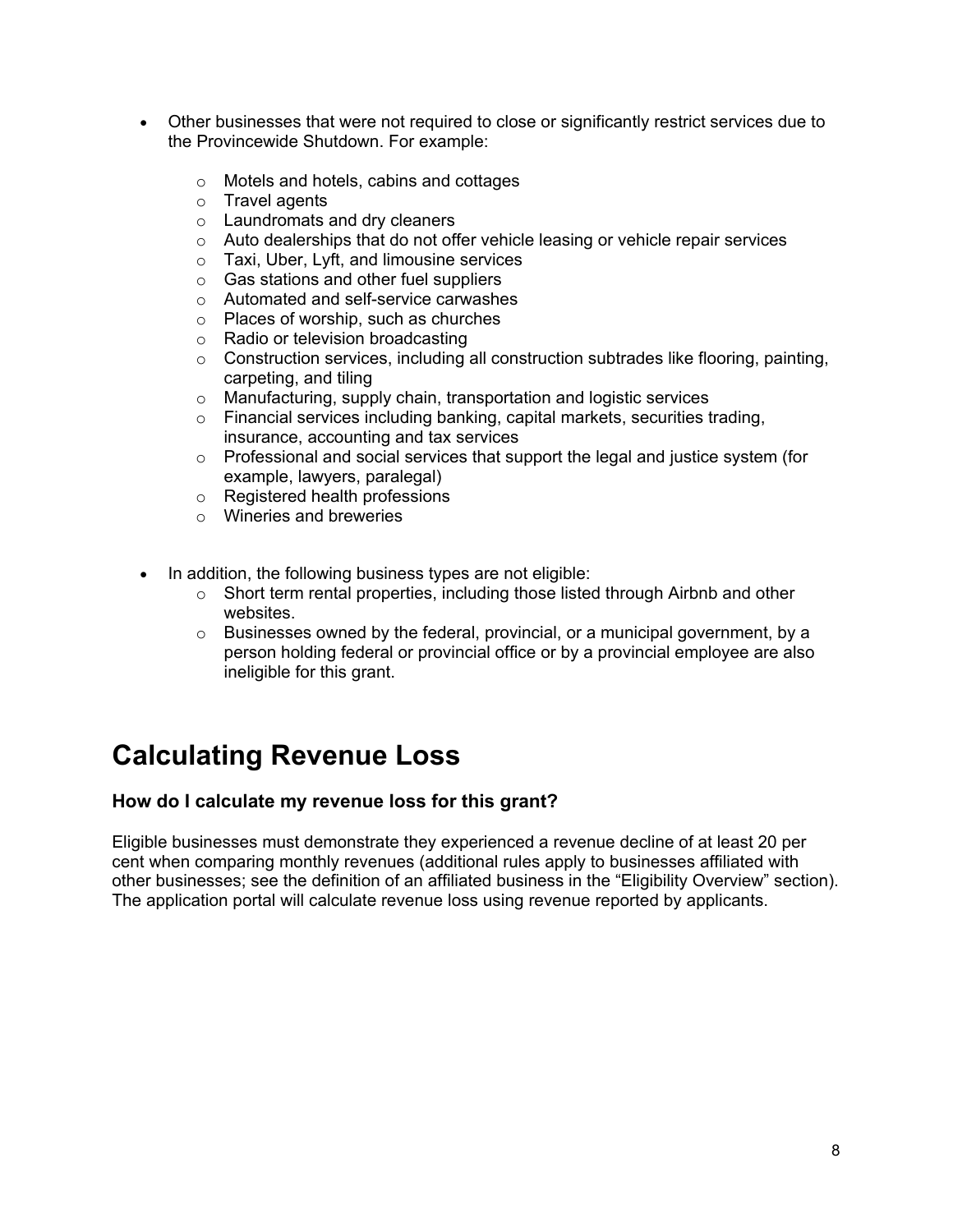- Other businesses that were not required to close or significantly restrict services due to the Provincewide Shutdown. For example:
  - Motels and hotels, cabins and cottages
  - Travel agents
  - Laundromats and dry cleaners
  - Auto dealerships that do not offer vehicle leasing or vehicle repair services
  - Taxi, Uber, Lyft, and limousine services
  - Gas stations and other fuel suppliers
  - Automated and self-service carwashes
  - Places of worship, such as churches
  - Radio or television broadcasting
  - Construction services, including all construction subtrades like flooring, painting, carpeting, and tiling
  - Manufacturing, supply chain, transportation and logistic services
  - Financial services including banking, capital markets, securities trading, insurance, accounting and tax services
  - Professional and social services that support the legal and justice system (for example, lawyers, paralegal)
  - Registered health professions
  - Wineries and breweries

- In addition, the following business types are not eligible:
  - Short term rental properties, including those listed through Airbnb and other websites.
  - Businesses owned by the federal, provincial, or a municipal government, by a person holding federal or provincial office or by a provincial employee are also ineligible for this grant.

# Calculating Revenue Loss

### How do I calculate my revenue loss for this grant?

Eligible businesses must demonstrate they experienced a revenue decline of at least 20 per cent when comparing monthly revenues (additional rules apply to businesses affiliated with other businesses; see the definition of an affiliated business in the "Eligibility Overview" section). The application portal will calculate revenue loss using revenue reported by applicants.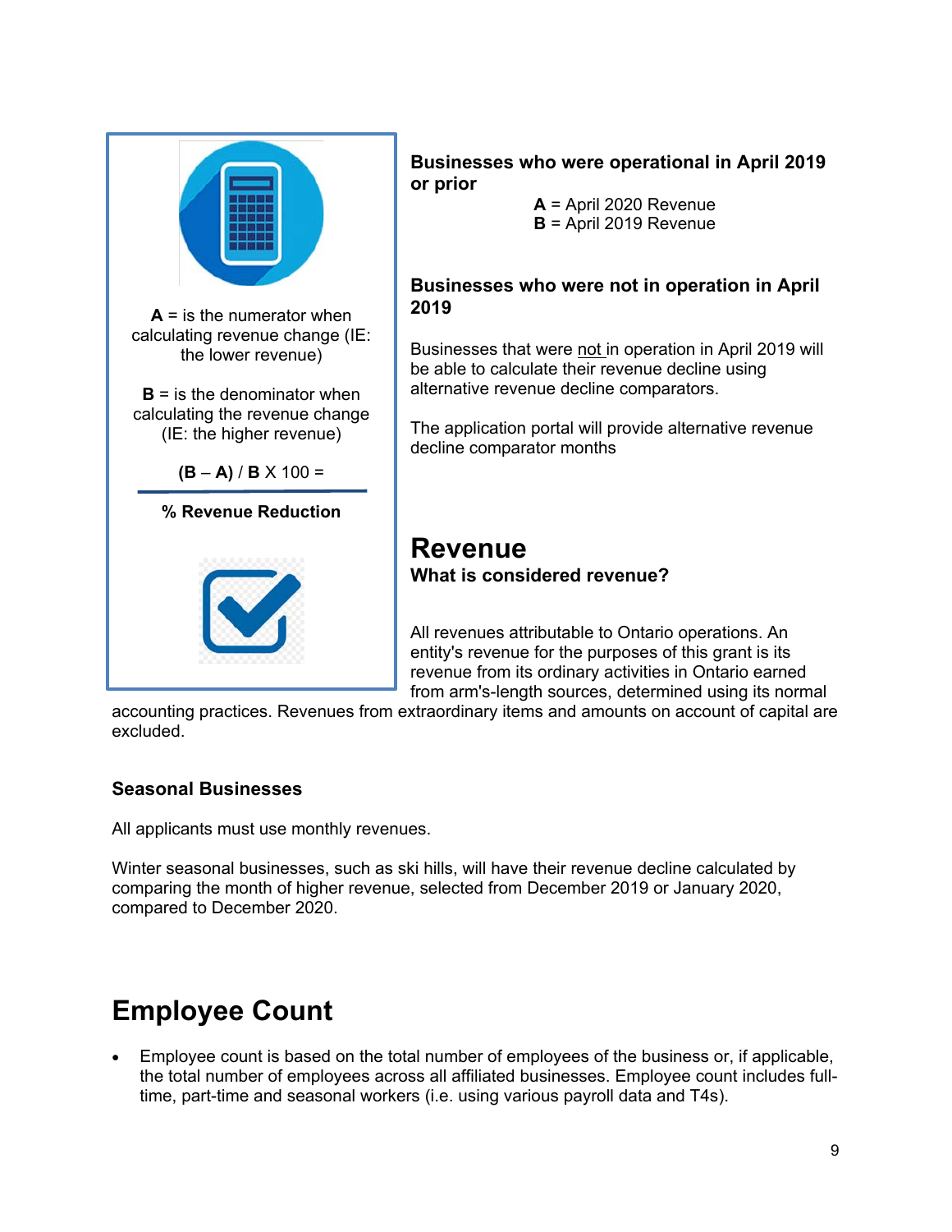**A** = is the numerator when calculating revenue change (IE: the lower revenue)

**B** = is the denominator when calculating the revenue change (IE: the higher revenue)

**(B – A)** / **B** X 100 =

**% Revenue Reduction**

**Businesses who were operational in April 2019 or prior**

**A** = April 2020 Revenue
**B** = April 2019 Revenue

**Businesses who were not in operation in April 2019**

Businesses that were not in operation in April 2019 will be able to calculate their revenue decline using alternative revenue decline comparators.

The application portal will provide alternative revenue decline comparator months

## Revenue

**What is considered revenue?**

All revenues attributable to Ontario operations. An entity's revenue for the purposes of this grant is its revenue from its ordinary activities in Ontario earned from arm's-length sources, determined using its normal accounting practices. Revenues from extraordinary items and amounts on account of capital are excluded.

**Seasonal Businesses**

All applicants must use monthly revenues.

Winter seasonal businesses, such as ski hills, will have their revenue decline calculated by comparing the month of higher revenue, selected from December 2019 or January 2020, compared to December 2020.

# Employee Count

- Employee count is based on the total number of employees of the business or, if applicable, the total number of employees across all affiliated businesses. Employee count includes full-time, part-time and seasonal workers (i.e. using various payroll data and T4s).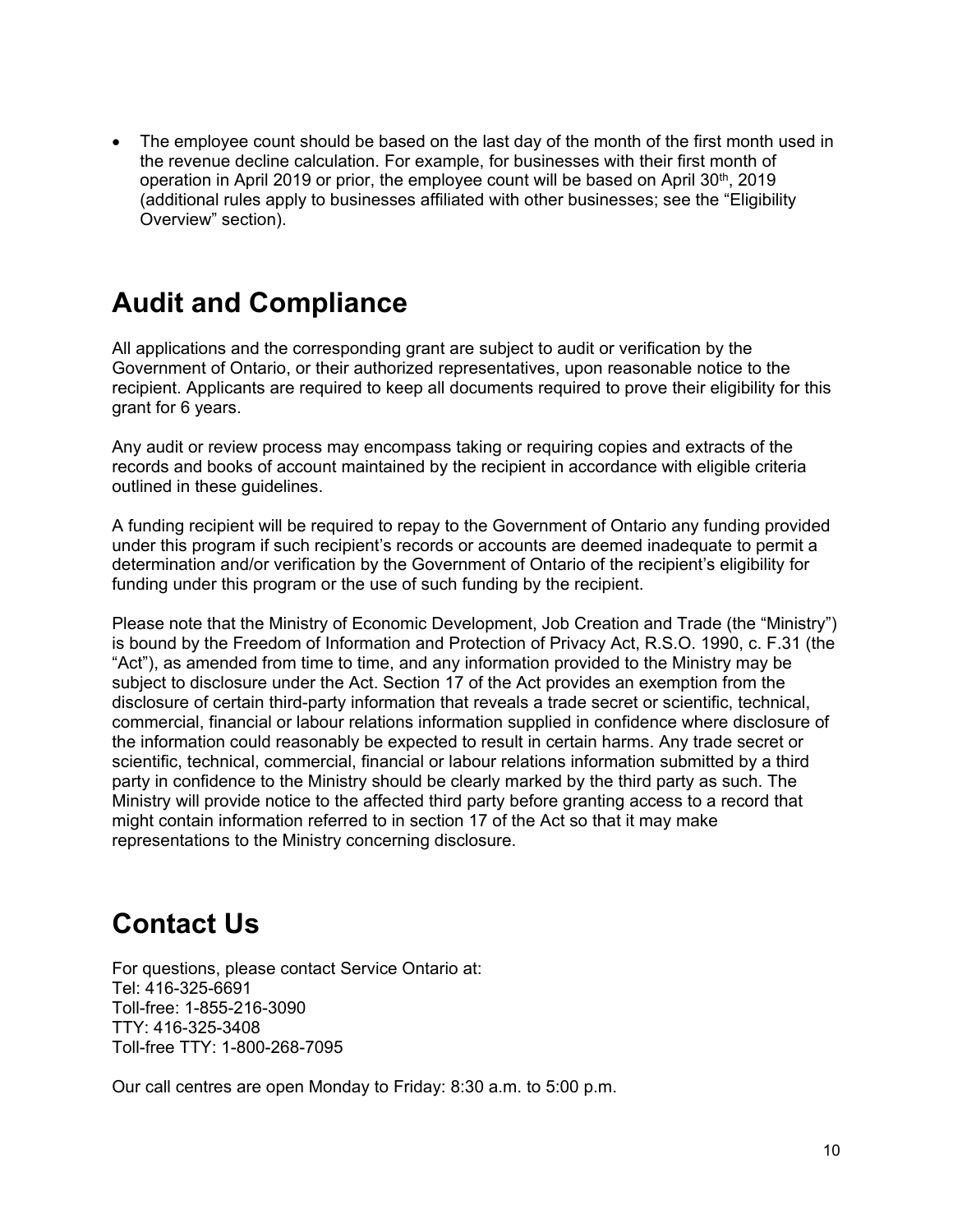- The employee count should be based on the last day of the month of the first month used in the revenue decline calculation. For example, for businesses with their first month of operation in April 2019 or prior, the employee count will be based on April 30th, 2019 (additional rules apply to businesses affiliated with other businesses; see the "Eligibility Overview" section).

# Audit and Compliance

All applications and the corresponding grant are subject to audit or verification by the Government of Ontario, or their authorized representatives, upon reasonable notice to the recipient. Applicants are required to keep all documents required to prove their eligibility for this grant for 6 years.

Any audit or review process may encompass taking or requiring copies and extracts of the records and books of account maintained by the recipient in accordance with eligible criteria outlined in these guidelines.

A funding recipient will be required to repay to the Government of Ontario any funding provided under this program if such recipient's records or accounts are deemed inadequate to permit a determination and/or verification by the Government of Ontario of the recipient's eligibility for funding under this program or the use of such funding by the recipient.

Please note that the Ministry of Economic Development, Job Creation and Trade (the "Ministry") is bound by the Freedom of Information and Protection of Privacy Act, R.S.O. 1990, c. F.31 (the "Act"), as amended from time to time, and any information provided to the Ministry may be subject to disclosure under the Act. Section 17 of the Act provides an exemption from the disclosure of certain third-party information that reveals a trade secret or scientific, technical, commercial, financial or labour relations information supplied in confidence where disclosure of the information could reasonably be expected to result in certain harms. Any trade secret or scientific, technical, commercial, financial or labour relations information submitted by a third party in confidence to the Ministry should be clearly marked by the third party as such. The Ministry will provide notice to the affected third party before granting access to a record that might contain information referred to in section 17 of the Act so that it may make representations to the Ministry concerning disclosure.

# Contact Us

For questions, please contact Service Ontario at:
Tel: 416-325-6691
Toll-free: 1-855-216-3090
TTY: 416-325-3408
Toll-free TTY: 1-800-268-7095

Our call centres are open Monday to Friday: 8:30 a.m. to 5:00 p.m.